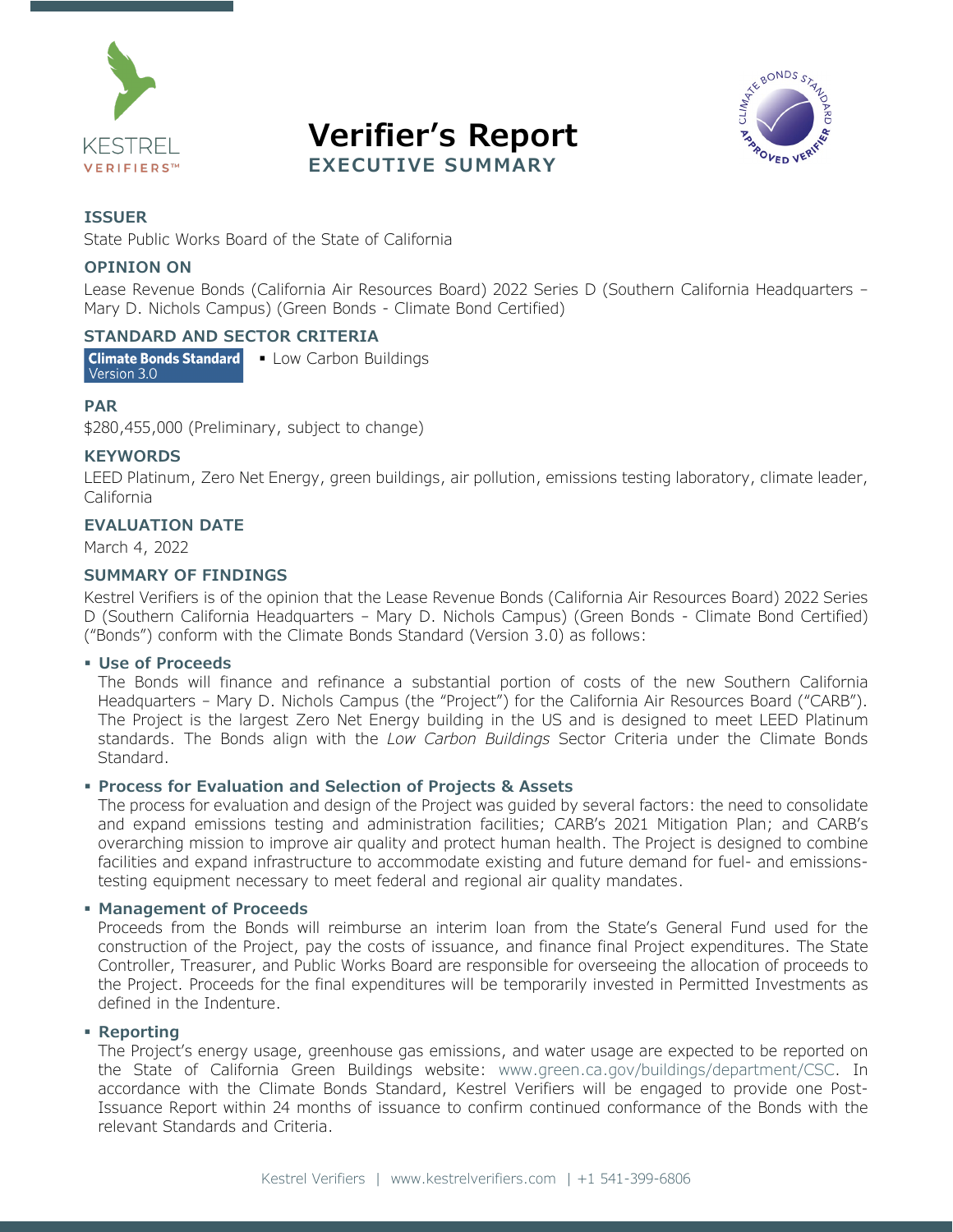KESTREL VERIFIERS™

# Verifier's Report

## EXECUTIVE SUMMARY

### ISSUER

State Public Works Board of the State of California

### OPINION ON

Lease Revenue Bonds (California Air Resources Board) 2022 Series D (Southern California Headquarters – Mary D. Nichols Campus) (Green Bonds - Climate Bond Certified)

### STANDARD AND SECTOR CRITERIA

**Climate Bonds Standard** Version 3.0

- Low Carbon Buildings

### PAR

$280,455,000 (Preliminary, subject to change)

### KEYWORDS

LEED Platinum, Zero Net Energy, green buildings, air pollution, emissions testing laboratory, climate leader, California

### EVALUATION DATE

March 4, 2022

### SUMMARY OF FINDINGS

Kestrel Verifiers is of the opinion that the Lease Revenue Bonds (California Air Resources Board) 2022 Series D (Southern California Headquarters – Mary D. Nichols Campus) (Green Bonds - Climate Bond Certified) ("Bonds") conform with the Climate Bonds Standard (Version 3.0) as follows:

- **Use of Proceeds**
  The Bonds will finance and refinance a substantial portion of costs of the new Southern California Headquarters – Mary D. Nichols Campus (the "Project") for the California Air Resources Board ("CARB"). The Project is the largest Zero Net Energy building in the US and is designed to meet LEED Platinum standards. The Bonds align with the *Low Carbon Buildings* Sector Criteria under the Climate Bonds Standard.

- **Process for Evaluation and Selection of Projects & Assets**
  The process for evaluation and design of the Project was guided by several factors: the need to consolidate and expand emissions testing and administration facilities; CARB's 2021 Mitigation Plan; and CARB's overarching mission to improve air quality and protect human health. The Project is designed to combine facilities and expand infrastructure to accommodate existing and future demand for fuel- and emissions-testing equipment necessary to meet federal and regional air quality mandates.

- **Management of Proceeds**
  Proceeds from the Bonds will reimburse an interim loan from the State's General Fund used for the construction of the Project, pay the costs of issuance, and finance final Project expenditures. The State Controller, Treasurer, and Public Works Board are responsible for overseeing the allocation of proceeds to the Project. Proceeds for the final expenditures will be temporarily invested in Permitted Investments as defined in the Indenture.

- **Reporting**
  The Project's energy usage, greenhouse gas emissions, and water usage are expected to be reported on the State of California Green Buildings website: www.green.ca.gov/buildings/department/CSC. In accordance with the Climate Bonds Standard, Kestrel Verifiers will be engaged to provide one Post-Issuance Report within 24 months of issuance to confirm continued conformance of the Bonds with the relevant Standards and Criteria.

Kestrel Verifiers | www.kestrelverifiers.com | +1 541-399-6806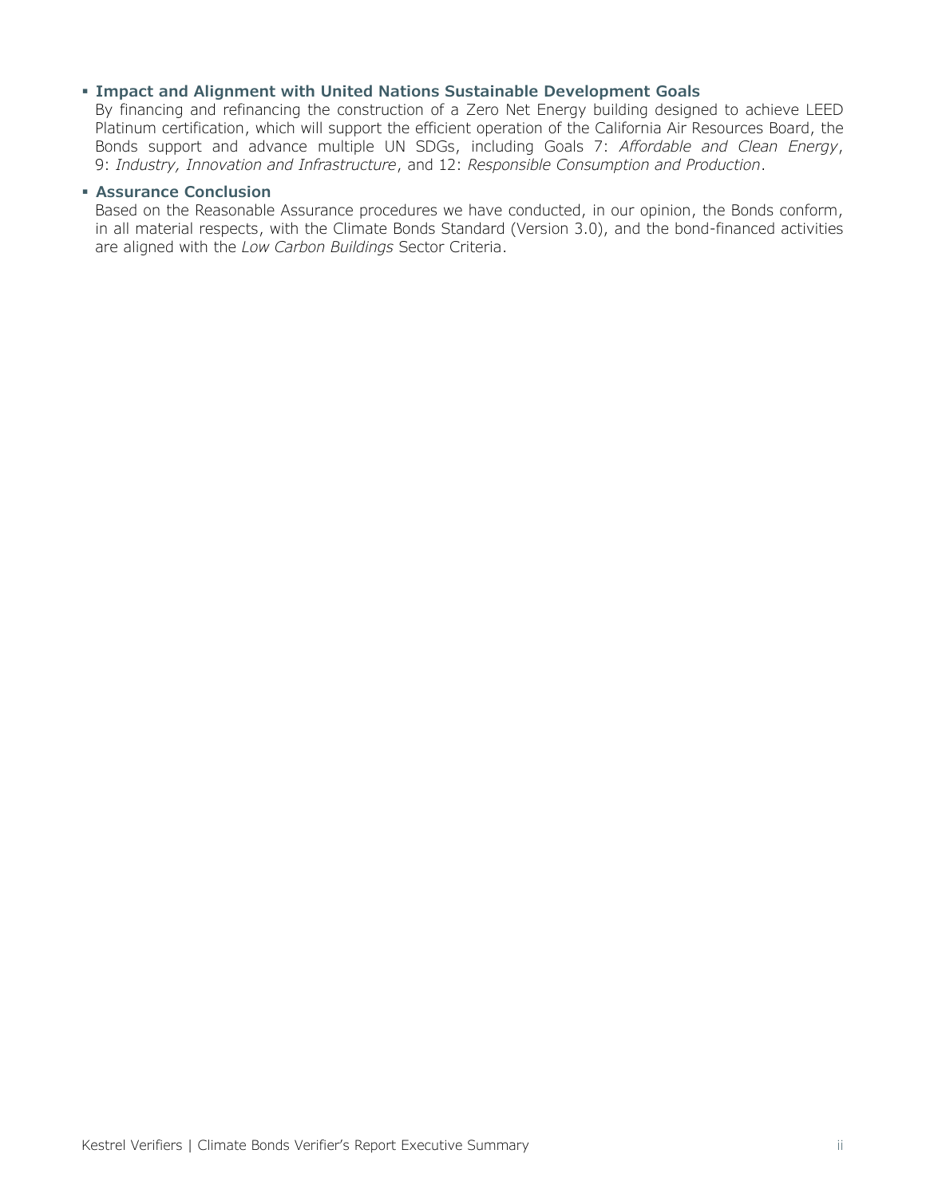- **Impact and Alignment with United Nations Sustainable Development Goals**

  By financing and refinancing the construction of a Zero Net Energy building designed to achieve LEED Platinum certification, which will support the efficient operation of the California Air Resources Board, the Bonds support and advance multiple UN SDGs, including Goals 7: *Affordable and Clean Energy*, 9: *Industry, Innovation and Infrastructure*, and 12: *Responsible Consumption and Production*.

- **Assurance Conclusion**

  Based on the Reasonable Assurance procedures we have conducted, in our opinion, the Bonds conform, in all material respects, with the Climate Bonds Standard (Version 3.0), and the bond-financed activities are aligned with the *Low Carbon Buildings* Sector Criteria.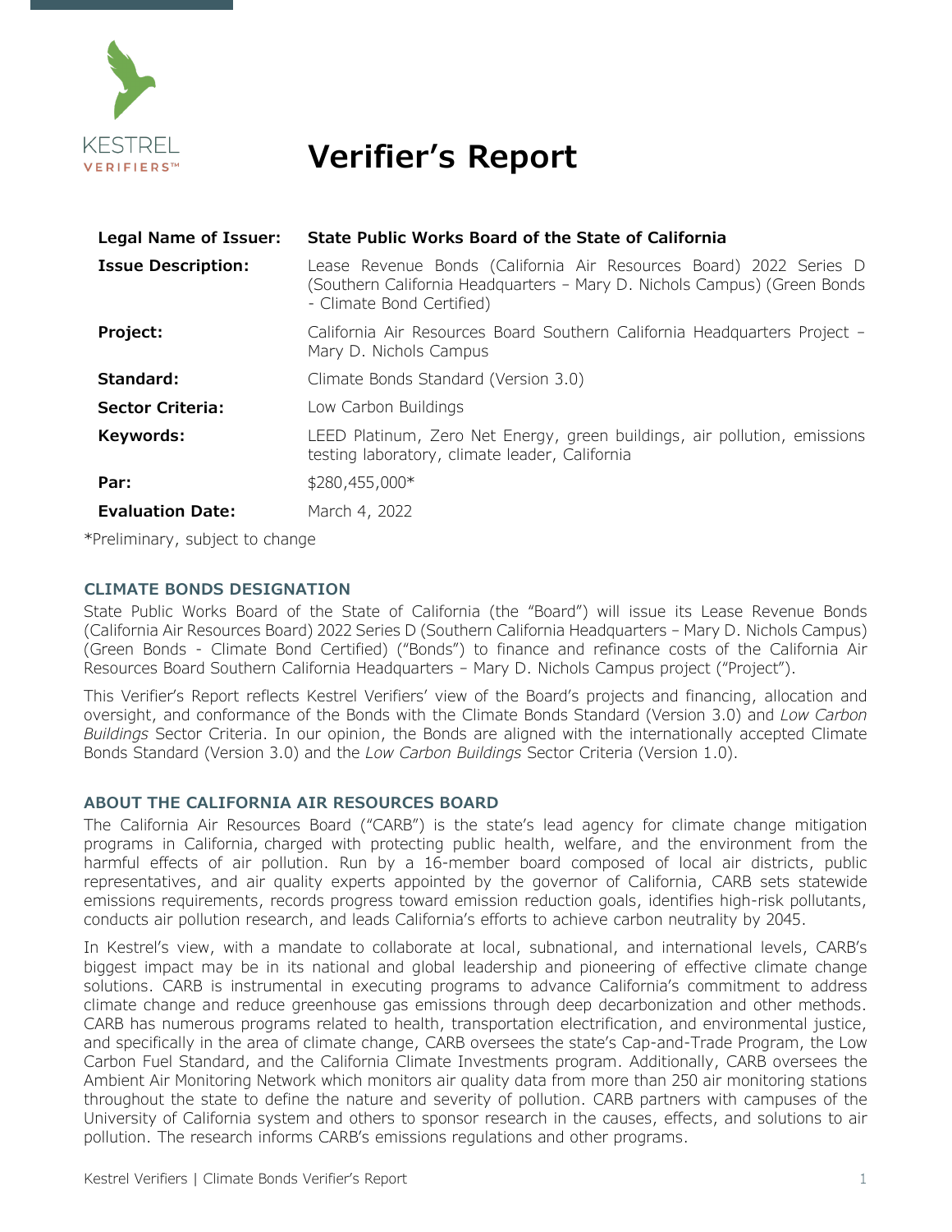# Verifier's Report

| | |
|---|---|
| **Legal Name of Issuer:** | **State Public Works Board of the State of California** |
| **Issue Description:** | Lease Revenue Bonds (California Air Resources Board) 2022 Series D (Southern California Headquarters – Mary D. Nichols Campus) (Green Bonds - Climate Bond Certified) |
| **Project:** | California Air Resources Board Southern California Headquarters Project – Mary D. Nichols Campus |
| **Standard:** | Climate Bonds Standard (Version 3.0) |
| **Sector Criteria:** | Low Carbon Buildings |
| **Keywords:** | LEED Platinum, Zero Net Energy, green buildings, air pollution, emissions testing laboratory, climate leader, California |
| **Par:** | $280,455,000* |
| **Evaluation Date:** | March 4, 2022 |

*Preliminary, subject to change

## CLIMATE BONDS DESIGNATION

State Public Works Board of the State of California (the "Board") will issue its Lease Revenue Bonds (California Air Resources Board) 2022 Series D (Southern California Headquarters – Mary D. Nichols Campus) (Green Bonds - Climate Bond Certified) ("Bonds") to finance and refinance costs of the California Air Resources Board Southern California Headquarters – Mary D. Nichols Campus project ("Project").

This Verifier's Report reflects Kestrel Verifiers' view of the Board's projects and financing, allocation and oversight, and conformance of the Bonds with the Climate Bonds Standard (Version 3.0) and *Low Carbon Buildings* Sector Criteria. In our opinion, the Bonds are aligned with the internationally accepted Climate Bonds Standard (Version 3.0) and the *Low Carbon Buildings* Sector Criteria (Version 1.0).

## ABOUT THE CALIFORNIA AIR RESOURCES BOARD

The California Air Resources Board ("CARB") is the state's lead agency for climate change mitigation programs in California, charged with protecting public health, welfare, and the environment from the harmful effects of air pollution. Run by a 16-member board composed of local air districts, public representatives, and air quality experts appointed by the governor of California, CARB sets statewide emissions requirements, records progress toward emission reduction goals, identifies high-risk pollutants, conducts air pollution research, and leads California's efforts to achieve carbon neutrality by 2045.

In Kestrel's view, with a mandate to collaborate at local, subnational, and international levels, CARB's biggest impact may be in its national and global leadership and pioneering of effective climate change solutions. CARB is instrumental in executing programs to advance California's commitment to address climate change and reduce greenhouse gas emissions through deep decarbonization and other methods. CARB has numerous programs related to health, transportation electrification, and environmental justice, and specifically in the area of climate change, CARB oversees the state's Cap-and-Trade Program, the Low Carbon Fuel Standard, and the California Climate Investments program. Additionally, CARB oversees the Ambient Air Monitoring Network which monitors air quality data from more than 250 air monitoring stations throughout the state to define the nature and severity of pollution. CARB partners with campuses of the University of California system and others to sponsor research in the causes, effects, and solutions to air pollution. The research informs CARB's emissions regulations and other programs.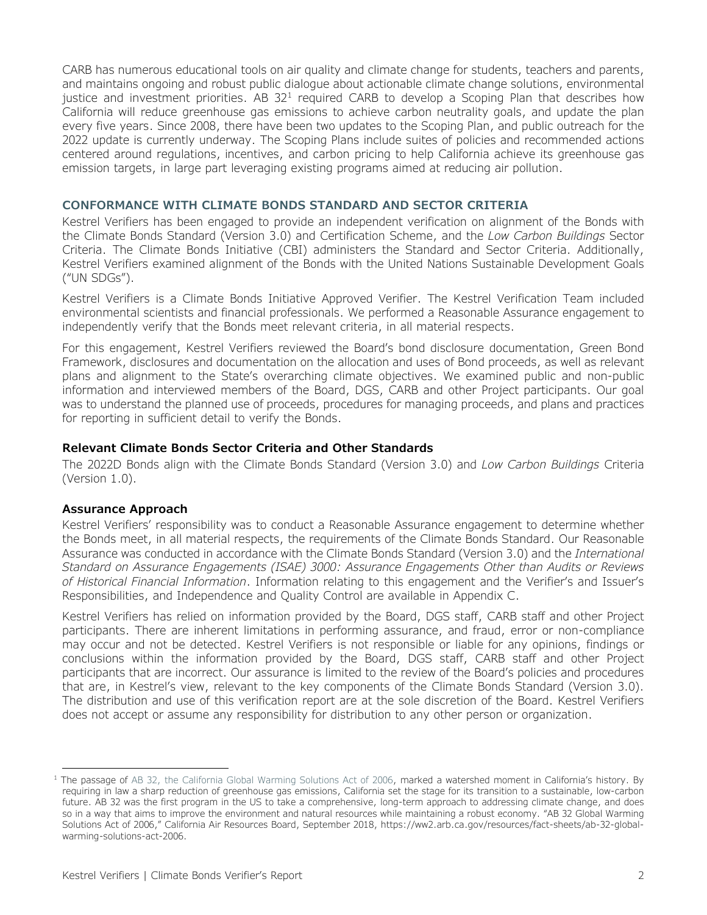CARB has numerous educational tools on air quality and climate change for students, teachers and parents, and maintains ongoing and robust public dialogue about actionable climate change solutions, environmental justice and investment priorities. AB 32[1] required CARB to develop a Scoping Plan that describes how California will reduce greenhouse gas emissions to achieve carbon neutrality goals, and update the plan every five years. Since 2008, there have been two updates to the Scoping Plan, and public outreach for the 2022 update is currently underway. The Scoping Plans include suites of policies and recommended actions centered around regulations, incentives, and carbon pricing to help California achieve its greenhouse gas emission targets, in large part leveraging existing programs aimed at reducing air pollution.

## CONFORMANCE WITH CLIMATE BONDS STANDARD AND SECTOR CRITERIA

Kestrel Verifiers has been engaged to provide an independent verification on alignment of the Bonds with the Climate Bonds Standard (Version 3.0) and Certification Scheme, and the *Low Carbon Buildings* Sector Criteria. The Climate Bonds Initiative (CBI) administers the Standard and Sector Criteria. Additionally, Kestrel Verifiers examined alignment of the Bonds with the United Nations Sustainable Development Goals ("UN SDGs").

Kestrel Verifiers is a Climate Bonds Initiative Approved Verifier. The Kestrel Verification Team included environmental scientists and financial professionals. We performed a Reasonable Assurance engagement to independently verify that the Bonds meet relevant criteria, in all material respects.

For this engagement, Kestrel Verifiers reviewed the Board's bond disclosure documentation, Green Bond Framework, disclosures and documentation on the allocation and uses of Bond proceeds, as well as relevant plans and alignment to the State's overarching climate objectives. We examined public and non-public information and interviewed members of the Board, DGS, CARB and other Project participants. Our goal was to understand the planned use of proceeds, procedures for managing proceeds, and plans and practices for reporting in sufficient detail to verify the Bonds.

### Relevant Climate Bonds Sector Criteria and Other Standards

The 2022D Bonds align with the Climate Bonds Standard (Version 3.0) and *Low Carbon Buildings* Criteria (Version 1.0).

### Assurance Approach

Kestrel Verifiers' responsibility was to conduct a Reasonable Assurance engagement to determine whether the Bonds meet, in all material respects, the requirements of the Climate Bonds Standard. Our Reasonable Assurance was conducted in accordance with the Climate Bonds Standard (Version 3.0) and the *International Standard on Assurance Engagements (ISAE) 3000: Assurance Engagements Other than Audits or Reviews of Historical Financial Information*. Information relating to this engagement and the Verifier's and Issuer's Responsibilities, and Independence and Quality Control are available in Appendix C.

Kestrel Verifiers has relied on information provided by the Board, DGS staff, CARB staff and other Project participants. There are inherent limitations in performing assurance, and fraud, error or non-compliance may occur and not be detected. Kestrel Verifiers is not responsible or liable for any opinions, findings or conclusions within the information provided by the Board, DGS staff, CARB staff and other Project participants that are incorrect. Our assurance is limited to the review of the Board's policies and procedures that are, in Kestrel's view, relevant to the key components of the Climate Bonds Standard (Version 3.0). The distribution and use of this verification report are at the sole discretion of the Board. Kestrel Verifiers does not accept or assume any responsibility for distribution to any other person or organization.

---

[1] The passage of AB 32, the California Global Warming Solutions Act of 2006, marked a watershed moment in California's history. By requiring in law a sharp reduction of greenhouse gas emissions, California set the stage for its transition to a sustainable, low-carbon future. AB 32 was the first program in the US to take a comprehensive, long-term approach to addressing climate change, and does so in a way that aims to improve the environment and natural resources while maintaining a robust economy. "AB 32 Global Warming Solutions Act of 2006," California Air Resources Board, September 2018, https://ww2.arb.ca.gov/resources/fact-sheets/ab-32-global-warming-solutions-act-2006.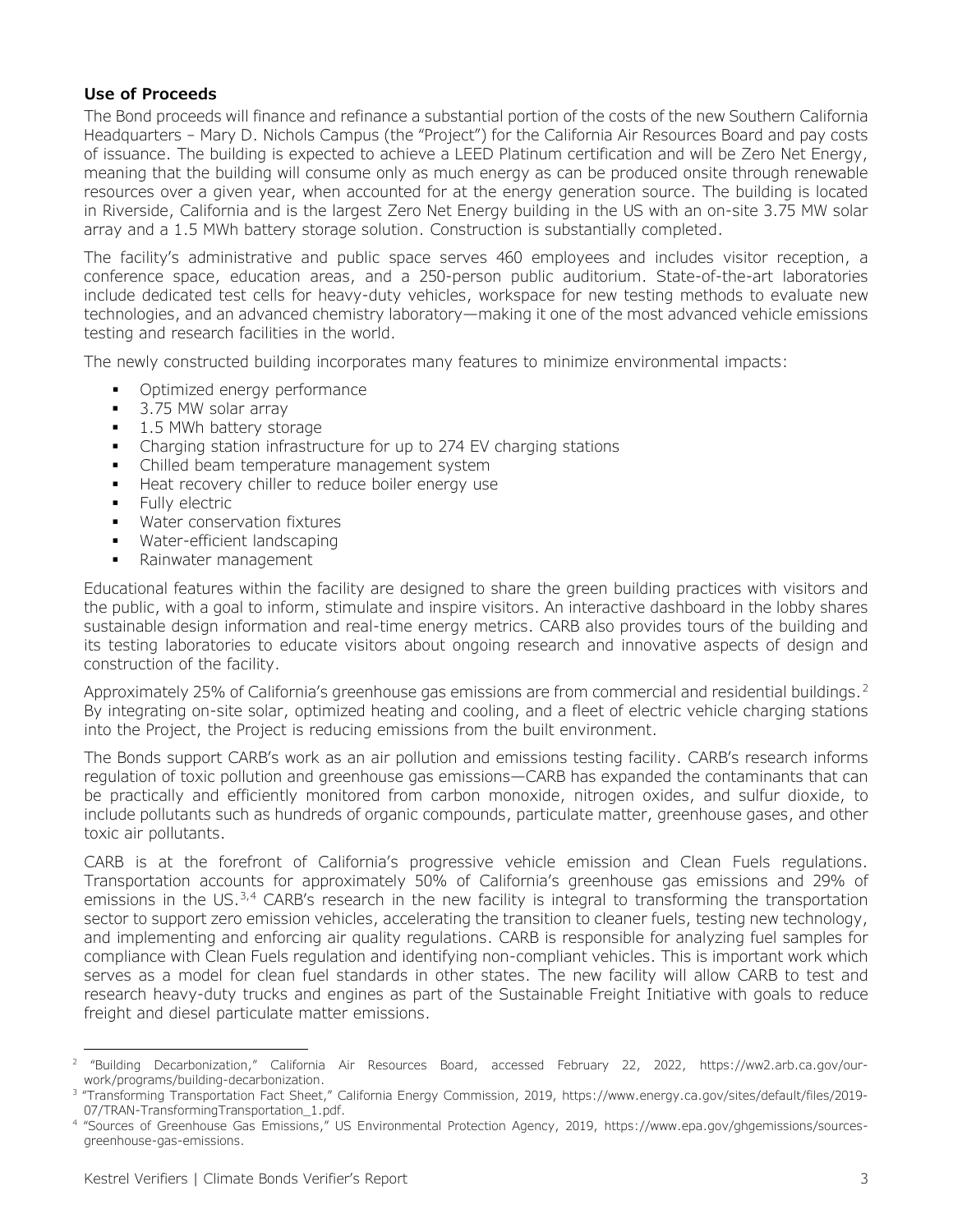### Use of Proceeds

The Bond proceeds will finance and refinance a substantial portion of the costs of the new Southern California Headquarters – Mary D. Nichols Campus (the "Project") for the California Air Resources Board and pay costs of issuance. The building is expected to achieve a LEED Platinum certification and will be Zero Net Energy, meaning that the building will consume only as much energy as can be produced onsite through renewable resources over a given year, when accounted for at the energy generation source. The building is located in Riverside, California and is the largest Zero Net Energy building in the US with an on-site 3.75 MW solar array and a 1.5 MWh battery storage solution. Construction is substantially completed.

The facility's administrative and public space serves 460 employees and includes visitor reception, a conference space, education areas, and a 250-person public auditorium. State-of-the-art laboratories include dedicated test cells for heavy-duty vehicles, workspace for new testing methods to evaluate new technologies, and an advanced chemistry laboratory—making it one of the most advanced vehicle emissions testing and research facilities in the world.

The newly constructed building incorporates many features to minimize environmental impacts:

- Optimized energy performance
- 3.75 MW solar array
- 1.5 MWh battery storage
- Charging station infrastructure for up to 274 EV charging stations
- Chilled beam temperature management system
- Heat recovery chiller to reduce boiler energy use
- Fully electric
- Water conservation fixtures
- Water-efficient landscaping
- Rainwater management

Educational features within the facility are designed to share the green building practices with visitors and the public, with a goal to inform, stimulate and inspire visitors. An interactive dashboard in the lobby shares sustainable design information and real-time energy metrics. CARB also provides tours of the building and its testing laboratories to educate visitors about ongoing research and innovative aspects of design and construction of the facility.

Approximately 25% of California's greenhouse gas emissions are from commercial and residential buildings.[2] By integrating on-site solar, optimized heating and cooling, and a fleet of electric vehicle charging stations into the Project, the Project is reducing emissions from the built environment.

The Bonds support CARB's work as an air pollution and emissions testing facility. CARB's research informs regulation of toxic pollution and greenhouse gas emissions—CARB has expanded the contaminants that can be practically and efficiently monitored from carbon monoxide, nitrogen oxides, and sulfur dioxide, to include pollutants such as hundreds of organic compounds, particulate matter, greenhouse gases, and other toxic air pollutants.

CARB is at the forefront of California's progressive vehicle emission and Clean Fuels regulations. Transportation accounts for approximately 50% of California's greenhouse gas emissions and 29% of emissions in the US.[3,4] CARB's research in the new facility is integral to transforming the transportation sector to support zero emission vehicles, accelerating the transition to cleaner fuels, testing new technology, and implementing and enforcing air quality regulations. CARB is responsible for analyzing fuel samples for compliance with Clean Fuels regulation and identifying non-compliant vehicles. This is important work which serves as a model for clean fuel standards in other states. The new facility will allow CARB to test and research heavy-duty trucks and engines as part of the Sustainable Freight Initiative with goals to reduce freight and diesel particulate matter emissions.

---

[2] "Building Decarbonization," California Air Resources Board, accessed February 22, 2022, https://ww2.arb.ca.gov/our-work/programs/building-decarbonization.

[3] "Transforming Transportation Fact Sheet," California Energy Commission, 2019, https://www.energy.ca.gov/sites/default/files/2019-07/TRAN-TransformingTransportation_1.pdf.

[4] "Sources of Greenhouse Gas Emissions," US Environmental Protection Agency, 2019, https://www.epa.gov/ghgemissions/sources-greenhouse-gas-emissions.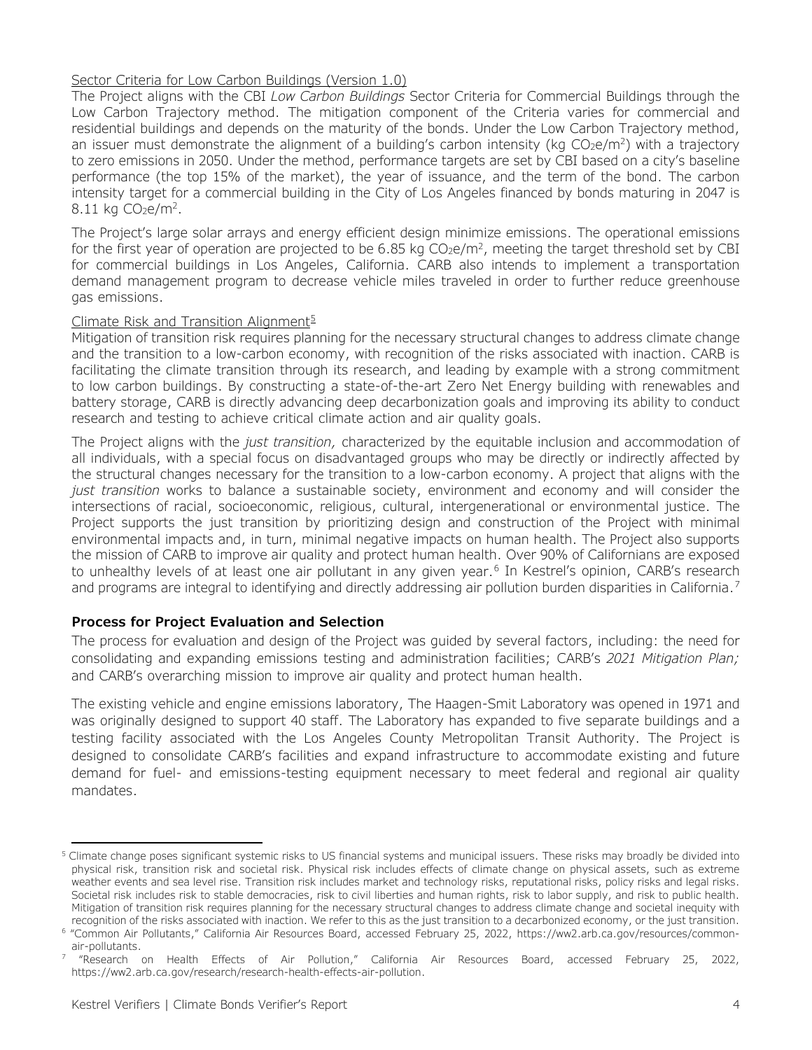Sector Criteria for Low Carbon Buildings (Version 1.0)

The Project aligns with the CBI *Low Carbon Buildings* Sector Criteria for Commercial Buildings through the Low Carbon Trajectory method. The mitigation component of the Criteria varies for commercial and residential buildings and depends on the maturity of the bonds. Under the Low Carbon Trajectory method, an issuer must demonstrate the alignment of a building's carbon intensity (kg $CO_2e/m^2$) with a trajectory to zero emissions in 2050. Under the method, performance targets are set by CBI based on a city's baseline performance (the top 15% of the market), the year of issuance, and the term of the bond. The carbon intensity target for a commercial building in the City of Los Angeles financed by bonds maturing in 2047 is 8.11 kg $CO_2e/m^2$.

The Project's large solar arrays and energy efficient design minimize emissions. The operational emissions for the first year of operation are projected to be 6.85 kg $CO_2e/m^2$, meeting the target threshold set by CBI for commercial buildings in Los Angeles, California. CARB also intends to implement a transportation demand management program to decrease vehicle miles traveled in order to further reduce greenhouse gas emissions.

Climate Risk and Transition Alignment[5]

Mitigation of transition risk requires planning for the necessary structural changes to address climate change and the transition to a low-carbon economy, with recognition of the risks associated with inaction. CARB is facilitating the climate transition through its research, and leading by example with a strong commitment to low carbon buildings. By constructing a state-of-the-art Zero Net Energy building with renewables and battery storage, CARB is directly advancing deep decarbonization goals and improving its ability to conduct research and testing to achieve critical climate action and air quality goals.

The Project aligns with the *just transition,* characterized by the equitable inclusion and accommodation of all individuals, with a special focus on disadvantaged groups who may be directly or indirectly affected by the structural changes necessary for the transition to a low-carbon economy. A project that aligns with the *just transition* works to balance a sustainable society, environment and economy and will consider the intersections of racial, socioeconomic, religious, cultural, intergenerational or environmental justice. The Project supports the just transition by prioritizing design and construction of the Project with minimal environmental impacts and, in turn, minimal negative impacts on human health. The Project also supports the mission of CARB to improve air quality and protect human health. Over 90% of Californians are exposed to unhealthy levels of at least one air pollutant in any given year.[6] In Kestrel's opinion, CARB's research and programs are integral to identifying and directly addressing air pollution burden disparities in California.[7]

## Process for Project Evaluation and Selection

The process for evaluation and design of the Project was guided by several factors, including: the need for consolidating and expanding emissions testing and administration facilities; CARB's *2021 Mitigation Plan;* and CARB's overarching mission to improve air quality and protect human health.

The existing vehicle and engine emissions laboratory, The Haagen-Smit Laboratory was opened in 1971 and was originally designed to support 40 staff. The Laboratory has expanded to five separate buildings and a testing facility associated with the Los Angeles County Metropolitan Transit Authority. The Project is designed to consolidate CARB's facilities and expand infrastructure to accommodate existing and future demand for fuel- and emissions-testing equipment necessary to meet federal and regional air quality mandates.

---

[5] Climate change poses significant systemic risks to US financial systems and municipal issuers. These risks may broadly be divided into physical risk, transition risk and societal risk. Physical risk includes effects of climate change on physical assets, such as extreme weather events and sea level rise. Transition risk includes market and technology risks, reputational risks, policy risks and legal risks. Societal risk includes risk to stable democracies, risk to civil liberties and human rights, risk to labor supply, and risk to public health. Mitigation of transition risk requires planning for the necessary structural changes to address climate change and societal inequity with recognition of the risks associated with inaction. We refer to this as the just transition to a decarbonized economy, or the just transition.

[6] "Common Air Pollutants," California Air Resources Board, accessed February 25, 2022, https://ww2.arb.ca.gov/resources/common-air-pollutants.

[7] "Research on Health Effects of Air Pollution," California Air Resources Board, accessed February 25, 2022, https://ww2.arb.ca.gov/research/research-health-effects-air-pollution.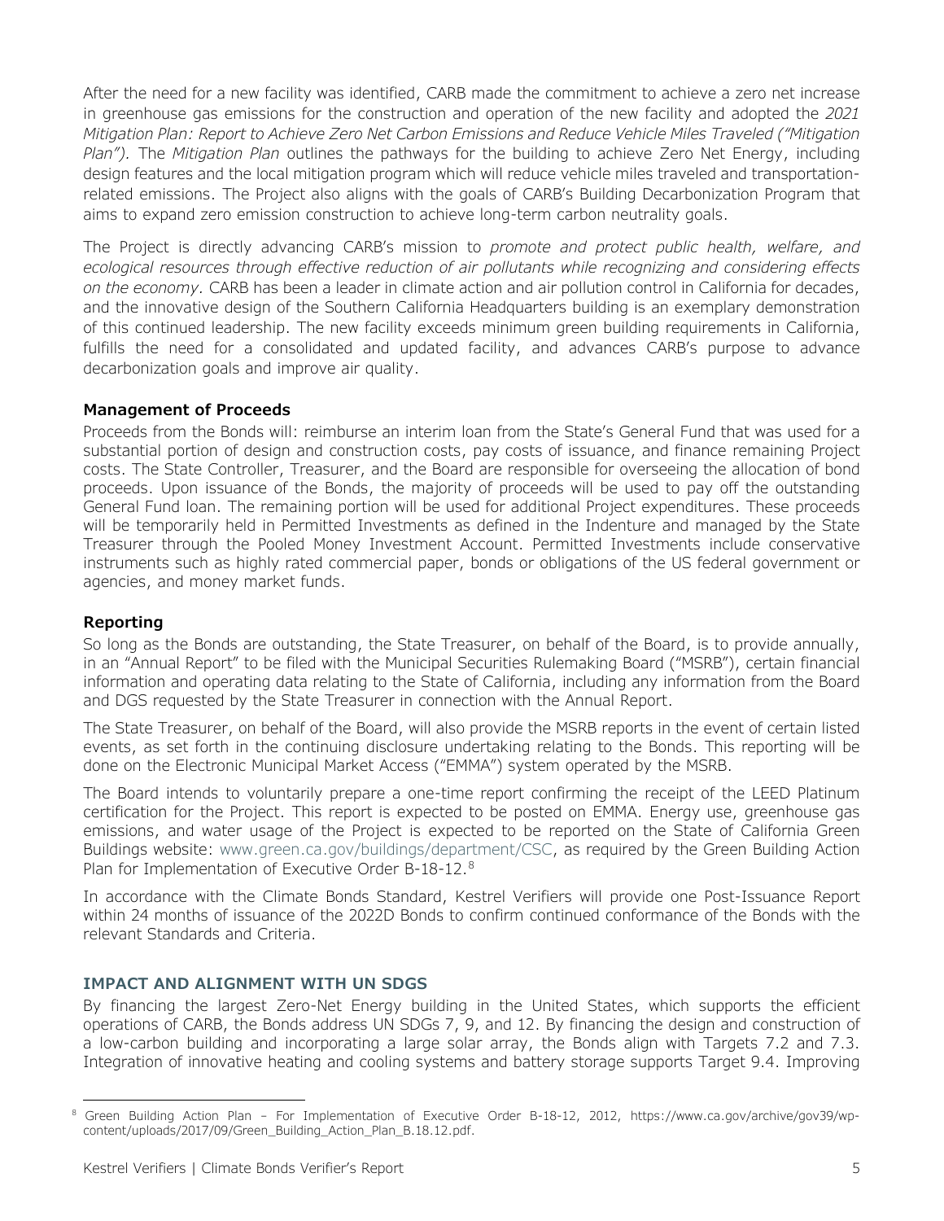After the need for a new facility was identified, CARB made the commitment to achieve a zero net increase in greenhouse gas emissions for the construction and operation of the new facility and adopted the *2021 Mitigation Plan: Report to Achieve Zero Net Carbon Emissions and Reduce Vehicle Miles Traveled ("Mitigation Plan").* The *Mitigation Plan* outlines the pathways for the building to achieve Zero Net Energy, including design features and the local mitigation program which will reduce vehicle miles traveled and transportation-related emissions. The Project also aligns with the goals of CARB's Building Decarbonization Program that aims to expand zero emission construction to achieve long-term carbon neutrality goals.

The Project is directly advancing CARB's mission to *promote and protect public health, welfare, and ecological resources through effective reduction of air pollutants while recognizing and considering effects on the economy.* CARB has been a leader in climate action and air pollution control in California for decades, and the innovative design of the Southern California Headquarters building is an exemplary demonstration of this continued leadership. The new facility exceeds minimum green building requirements in California, fulfills the need for a consolidated and updated facility, and advances CARB's purpose to advance decarbonization goals and improve air quality.

**Management of Proceeds**

Proceeds from the Bonds will: reimburse an interim loan from the State's General Fund that was used for a substantial portion of design and construction costs, pay costs of issuance, and finance remaining Project costs. The State Controller, Treasurer, and the Board are responsible for overseeing the allocation of bond proceeds. Upon issuance of the Bonds, the majority of proceeds will be used to pay off the outstanding General Fund loan. The remaining portion will be used for additional Project expenditures. These proceeds will be temporarily held in Permitted Investments as defined in the Indenture and managed by the State Treasurer through the Pooled Money Investment Account. Permitted Investments include conservative instruments such as highly rated commercial paper, bonds or obligations of the US federal government or agencies, and money market funds.

**Reporting**

So long as the Bonds are outstanding, the State Treasurer, on behalf of the Board, is to provide annually, in an "Annual Report" to be filed with the Municipal Securities Rulemaking Board ("MSRB"), certain financial information and operating data relating to the State of California, including any information from the Board and DGS requested by the State Treasurer in connection with the Annual Report.

The State Treasurer, on behalf of the Board, will also provide the MSRB reports in the event of certain listed events, as set forth in the continuing disclosure undertaking relating to the Bonds. This reporting will be done on the Electronic Municipal Market Access ("EMMA") system operated by the MSRB.

The Board intends to voluntarily prepare a one-time report confirming the receipt of the LEED Platinum certification for the Project. This report is expected to be posted on EMMA. Energy use, greenhouse gas emissions, and water usage of the Project is expected to be reported on the State of California Green Buildings website: www.green.ca.gov/buildings/department/CSC, as required by the Green Building Action Plan for Implementation of Executive Order B-18-12.[8]

In accordance with the Climate Bonds Standard, Kestrel Verifiers will provide one Post-Issuance Report within 24 months of issuance of the 2022D Bonds to confirm continued conformance of the Bonds with the relevant Standards and Criteria.

## IMPACT AND ALIGNMENT WITH UN SDGS

By financing the largest Zero-Net Energy building in the United States, which supports the efficient operations of CARB, the Bonds address UN SDGs 7, 9, and 12. By financing the design and construction of a low-carbon building and incorporating a large solar array, the Bonds align with Targets 7.2 and 7.3. Integration of innovative heating and cooling systems and battery storage supports Target 9.4. Improving

---

[8] Green Building Action Plan – For Implementation of Executive Order B-18-12, 2012, https://www.ca.gov/archive/gov39/wp-content/uploads/2017/09/Green_Building_Action_Plan_B.18.12.pdf.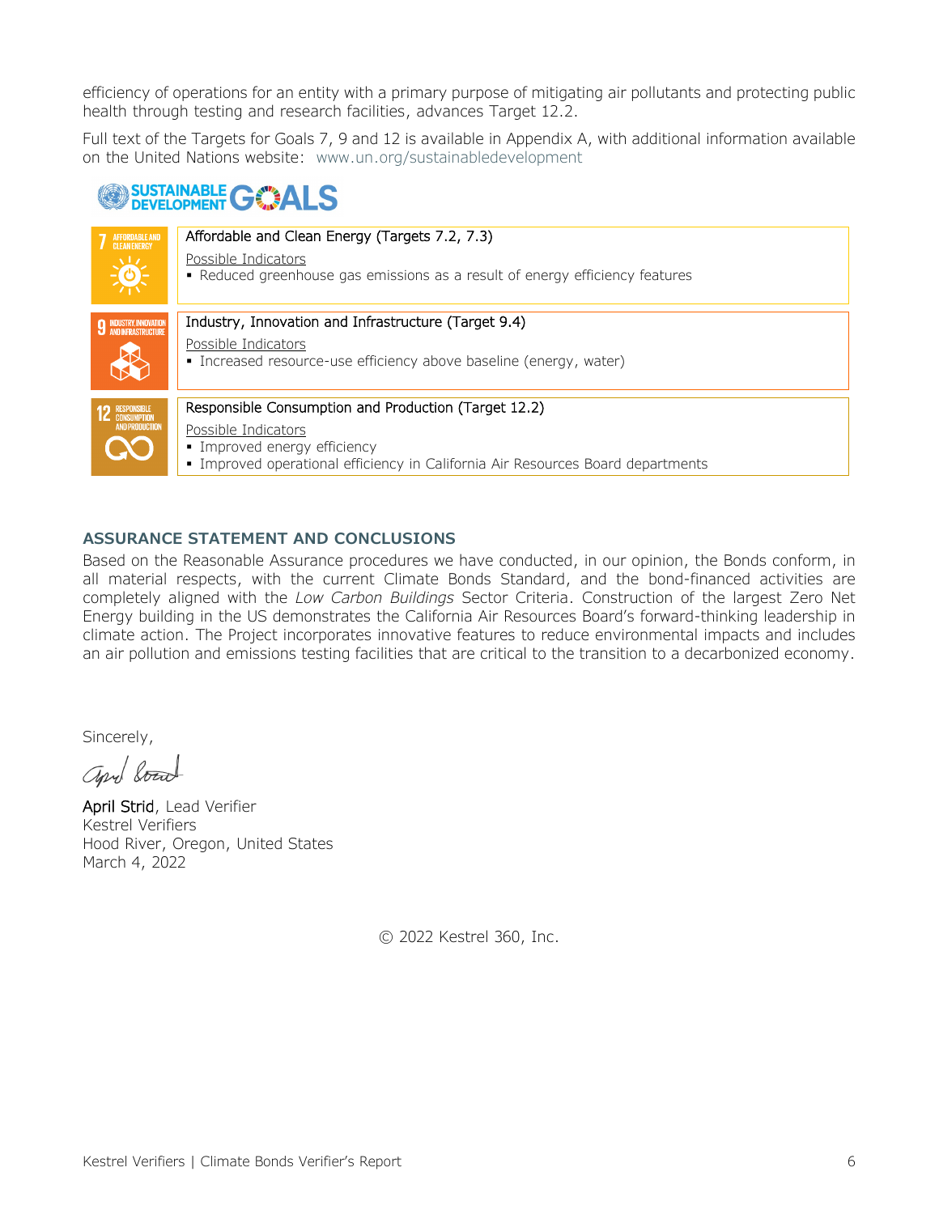efficiency of operations for an entity with a primary purpose of mitigating air pollutants and protecting public health through testing and research facilities, advances Target 12.2.

Full text of the Targets for Goals 7, 9 and 12 is available in Appendix A, with additional information available on the United Nations website: www.un.org/sustainabledevelopment

| SDG | Goal and Possible Indicators |
|---|---|
| 7 Affordable and Clean Energy | Affordable and Clean Energy (Targets 7.2, 7.3)<br>Possible Indicators<br>▪ Reduced greenhouse gas emissions as a result of energy efficiency features |
| 9 Industry, Innovation and Infrastructure | Industry, Innovation and Infrastructure (Target 9.4)<br>Possible Indicators<br>▪ Increased resource-use efficiency above baseline (energy, water) |
| 12 Responsible Consumption and Production | Responsible Consumption and Production (Target 12.2)<br>Possible Indicators<br>▪ Improved energy efficiency<br>▪ Improved operational efficiency in California Air Resources Board departments |

## ASSURANCE STATEMENT AND CONCLUSIONS

Based on the Reasonable Assurance procedures we have conducted, in our opinion, the Bonds conform, in all material respects, with the current Climate Bonds Standard, and the bond-financed activities are completely aligned with the *Low Carbon Buildings* Sector Criteria. Construction of the largest Zero Net Energy building in the US demonstrates the California Air Resources Board's forward-thinking leadership in climate action. The Project incorporates innovative features to reduce environmental impacts and includes an air pollution and emissions testing facilities that are critical to the transition to a decarbonized economy.

Sincerely,

April Strid, Lead Verifier
Kestrel Verifiers
Hood River, Oregon, United States
March 4, 2022

© 2022 Kestrel 360, Inc.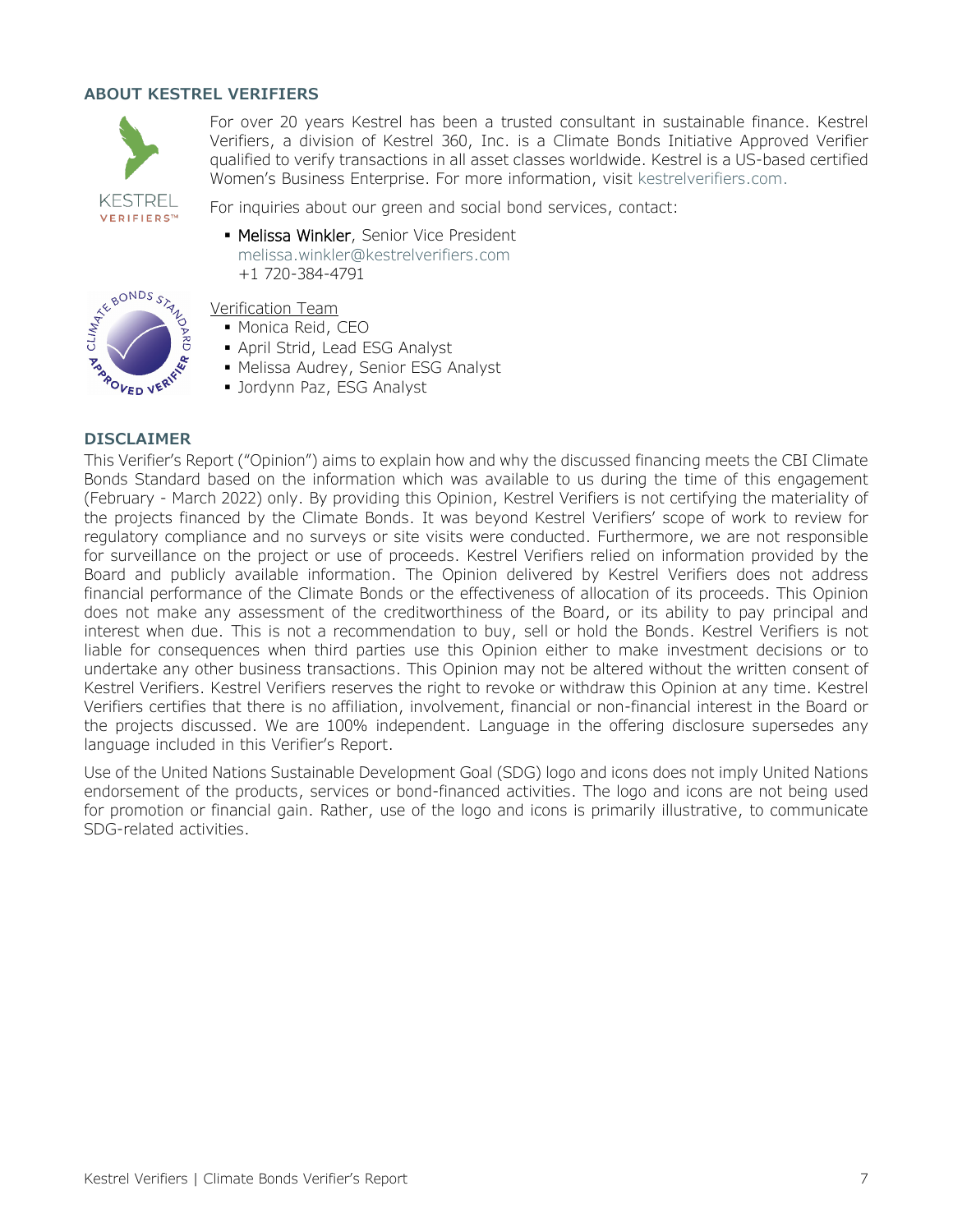## ABOUT KESTREL VERIFIERS

For over 20 years Kestrel has been a trusted consultant in sustainable finance. Kestrel Verifiers, a division of Kestrel 360, Inc. is a Climate Bonds Initiative Approved Verifier qualified to verify transactions in all asset classes worldwide. Kestrel is a US-based certified Women's Business Enterprise. For more information, visit kestrelverifiers.com.

For inquiries about our green and social bond services, contact:

- **Melissa Winkler**, Senior Vice President
  melissa.winkler@kestrelverifiers.com
  +1 720-384-4791

Verification Team

- Monica Reid, CEO
- April Strid, Lead ESG Analyst
- Melissa Audrey, Senior ESG Analyst
- Jordynn Paz, ESG Analyst

## DISCLAIMER

This Verifier's Report ("Opinion") aims to explain how and why the discussed financing meets the CBI Climate Bonds Standard based on the information which was available to us during the time of this engagement (February - March 2022) only. By providing this Opinion, Kestrel Verifiers is not certifying the materiality of the projects financed by the Climate Bonds. It was beyond Kestrel Verifiers' scope of work to review for regulatory compliance and no surveys or site visits were conducted. Furthermore, we are not responsible for surveillance on the project or use of proceeds. Kestrel Verifiers relied on information provided by the Board and publicly available information. The Opinion delivered by Kestrel Verifiers does not address financial performance of the Climate Bonds or the effectiveness of allocation of its proceeds. This Opinion does not make any assessment of the creditworthiness of the Board, or its ability to pay principal and interest when due. This is not a recommendation to buy, sell or hold the Bonds. Kestrel Verifiers is not liable for consequences when third parties use this Opinion either to make investment decisions or to undertake any other business transactions. This Opinion may not be altered without the written consent of Kestrel Verifiers. Kestrel Verifiers reserves the right to revoke or withdraw this Opinion at any time. Kestrel Verifiers certifies that there is no affiliation, involvement, financial or non-financial interest in the Board or the projects discussed. We are 100% independent. Language in the offering disclosure supersedes any language included in this Verifier's Report.

Use of the United Nations Sustainable Development Goal (SDG) logo and icons does not imply United Nations endorsement of the products, services or bond-financed activities. The logo and icons are not being used for promotion or financial gain. Rather, use of the logo and icons is primarily illustrative, to communicate SDG-related activities.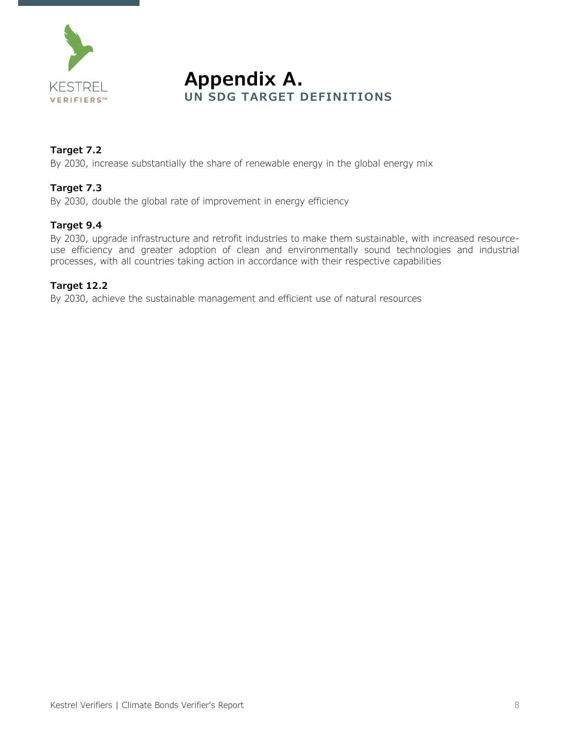# Appendix A.

## UN SDG TARGET DEFINITIONS

**Target 7.2**
By 2030, increase substantially the share of renewable energy in the global energy mix

**Target 7.3**
By 2030, double the global rate of improvement in energy efficiency

**Target 9.4**
By 2030, upgrade infrastructure and retrofit industries to make them sustainable, with increased resource-use efficiency and greater adoption of clean and environmentally sound technologies and industrial processes, with all countries taking action in accordance with their respective capabilities

**Target 12.2**
By 2030, achieve the sustainable management and efficient use of natural resources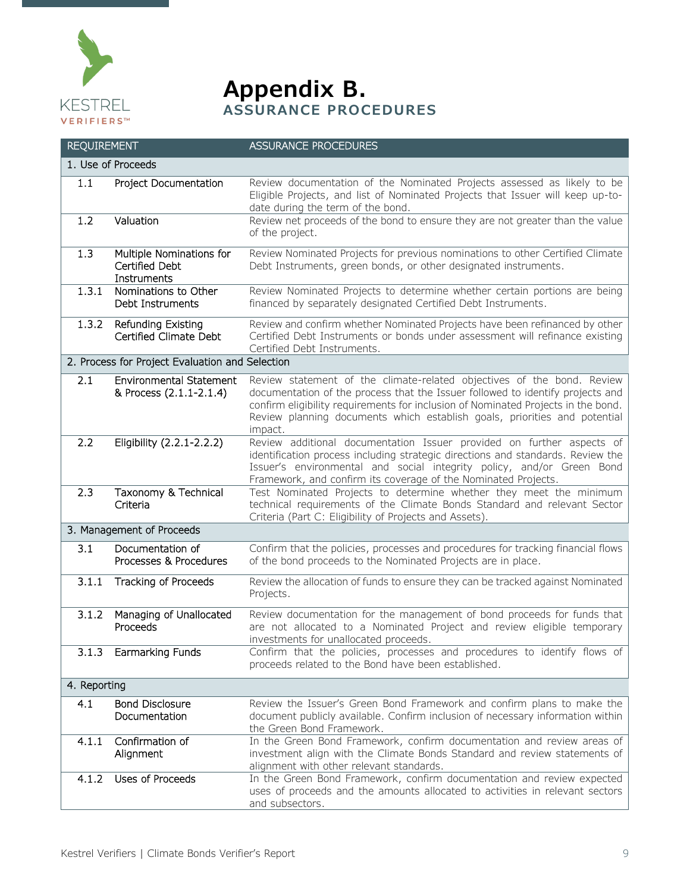# Appendix B.

## ASSURANCE PROCEDURES

| REQUIREMENT | | ASSURANCE PROCEDURES |
|---|---|---|
| 1. Use of Proceeds | | |
| 1.1 | Project Documentation | Review documentation of the Nominated Projects assessed as likely to be Eligible Projects, and list of Nominated Projects that Issuer will keep up-to-date during the term of the bond. |
| 1.2 | Valuation | Review net proceeds of the bond to ensure they are not greater than the value of the project. |
| 1.3 | Multiple Nominations for Certified Debt Instruments | Review Nominated Projects for previous nominations to other Certified Climate Debt Instruments, green bonds, or other designated instruments. |
| 1.3.1 | Nominations to Other Debt Instruments | Review Nominated Projects to determine whether certain portions are being financed by separately designated Certified Debt Instruments. |
| 1.3.2 | Refunding Existing Certified Climate Debt | Review and confirm whether Nominated Projects have been refinanced by other Certified Debt Instruments or bonds under assessment will refinance existing Certified Debt Instruments. |
| 2. Process for Project Evaluation and Selection | | |
| 2.1 | Environmental Statement & Process (2.1.1-2.1.4) | Review statement of the climate-related objectives of the bond. Review documentation of the process that the Issuer followed to identify projects and confirm eligibility requirements for inclusion of Nominated Projects in the bond. Review planning documents which establish goals, priorities and potential impact. |
| 2.2 | Eligibility (2.2.1-2.2.2) | Review additional documentation Issuer provided on further aspects of identification process including strategic directions and standards. Review the Issuer's environmental and social integrity policy, and/or Green Bond Framework, and confirm its coverage of the Nominated Projects. |
| 2.3 | Taxonomy & Technical Criteria | Test Nominated Projects to determine whether they meet the minimum technical requirements of the Climate Bonds Standard and relevant Sector Criteria (Part C: Eligibility of Projects and Assets). |
| 3. Management of Proceeds | | |
| 3.1 | Documentation of Processes & Procedures | Confirm that the policies, processes and procedures for tracking financial flows of the bond proceeds to the Nominated Projects are in place. |
| 3.1.1 | Tracking of Proceeds | Review the allocation of funds to ensure they can be tracked against Nominated Projects. |
| 3.1.2 | Managing of Unallocated Proceeds | Review documentation for the management of bond proceeds for funds that are not allocated to a Nominated Project and review eligible temporary investments for unallocated proceeds. |
| 3.1.3 | Earmarking Funds | Confirm that the policies, processes and procedures to identify flows of proceeds related to the Bond have been established. |
| 4. Reporting | | |
| 4.1 | Bond Disclosure Documentation | Review the Issuer's Green Bond Framework and confirm plans to make the document publicly available. Confirm inclusion of necessary information within the Green Bond Framework. |
| 4.1.1 | Confirmation of Alignment | In the Green Bond Framework, confirm documentation and review areas of investment align with the Climate Bonds Standard and review statements of alignment with other relevant standards. |
| 4.1.2 | Uses of Proceeds | In the Green Bond Framework, confirm documentation and review expected uses of proceeds and the amounts allocated to activities in relevant sectors and subsectors. |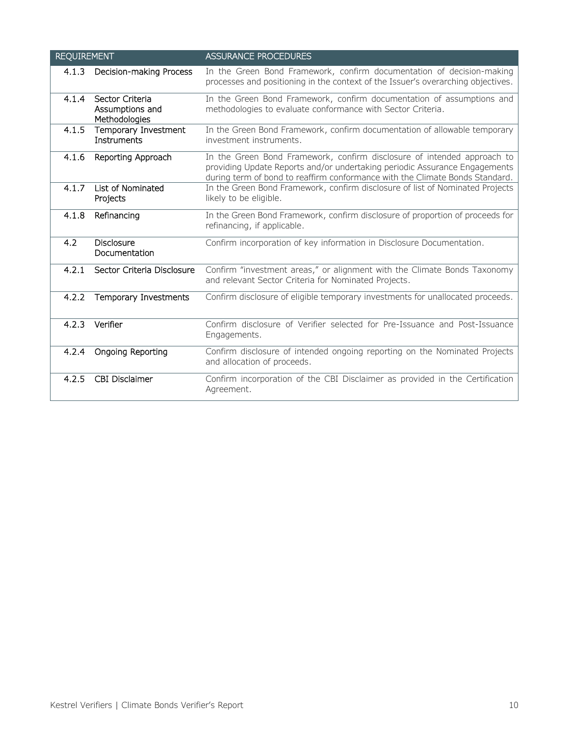| REQUIREMENT | | ASSURANCE PROCEDURES |
|---|---|---|
| 4.1.3 | Decision-making Process | In the Green Bond Framework, confirm documentation of decision-making processes and positioning in the context of the Issuer's overarching objectives. |
| 4.1.4 | Sector Criteria Assumptions and Methodologies | In the Green Bond Framework, confirm documentation of assumptions and methodologies to evaluate conformance with Sector Criteria. |
| 4.1.5 | Temporary Investment Instruments | In the Green Bond Framework, confirm documentation of allowable temporary investment instruments. |
| 4.1.6 | Reporting Approach | In the Green Bond Framework, confirm disclosure of intended approach to providing Update Reports and/or undertaking periodic Assurance Engagements during term of bond to reaffirm conformance with the Climate Bonds Standard. |
| 4.1.7 | List of Nominated Projects | In the Green Bond Framework, confirm disclosure of list of Nominated Projects likely to be eligible. |
| 4.1.8 | Refinancing | In the Green Bond Framework, confirm disclosure of proportion of proceeds for refinancing, if applicable. |
| 4.2 | Disclosure Documentation | Confirm incorporation of key information in Disclosure Documentation. |
| 4.2.1 | Sector Criteria Disclosure | Confirm "investment areas," or alignment with the Climate Bonds Taxonomy and relevant Sector Criteria for Nominated Projects. |
| 4.2.2 | Temporary Investments | Confirm disclosure of eligible temporary investments for unallocated proceeds. |
| 4.2.3 | Verifier | Confirm disclosure of Verifier selected for Pre-Issuance and Post-Issuance Engagements. |
| 4.2.4 | Ongoing Reporting | Confirm disclosure of intended ongoing reporting on the Nominated Projects and allocation of proceeds. |
| 4.2.5 | CBI Disclaimer | Confirm incorporation of the CBI Disclaimer as provided in the Certification Agreement. |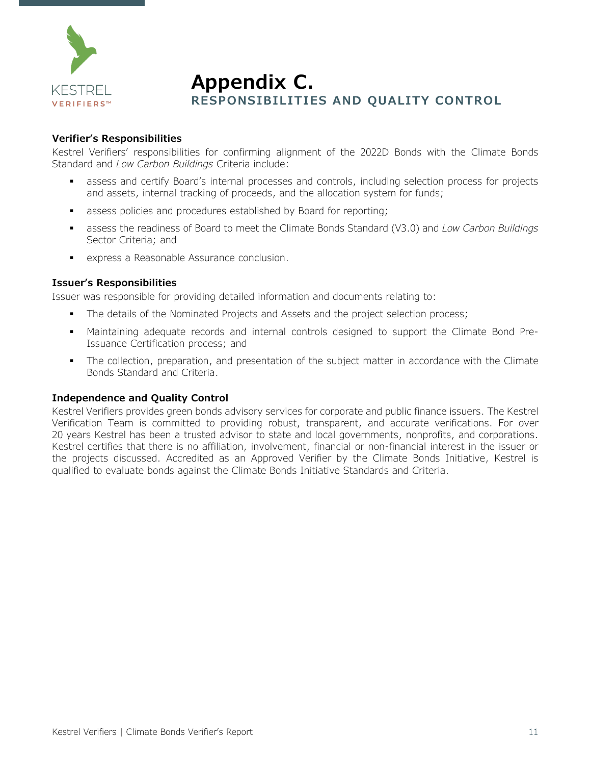# Appendix C.

## RESPONSIBILITIES AND QUALITY CONTROL

**Verifier's Responsibilities**

Kestrel Verifiers' responsibilities for confirming alignment of the 2022D Bonds with the Climate Bonds Standard and *Low Carbon Buildings* Criteria include:

- assess and certify Board's internal processes and controls, including selection process for projects and assets, internal tracking of proceeds, and the allocation system for funds;
- assess policies and procedures established by Board for reporting;
- assess the readiness of Board to meet the Climate Bonds Standard (V3.0) and *Low Carbon Buildings* Sector Criteria; and
- express a Reasonable Assurance conclusion.

**Issuer's Responsibilities**

Issuer was responsible for providing detailed information and documents relating to:

- The details of the Nominated Projects and Assets and the project selection process;
- Maintaining adequate records and internal controls designed to support the Climate Bond Pre-Issuance Certification process; and
- The collection, preparation, and presentation of the subject matter in accordance with the Climate Bonds Standard and Criteria.

**Independence and Quality Control**

Kestrel Verifiers provides green bonds advisory services for corporate and public finance issuers. The Kestrel Verification Team is committed to providing robust, transparent, and accurate verifications. For over 20 years Kestrel has been a trusted advisor to state and local governments, nonprofits, and corporations. Kestrel certifies that there is no affiliation, involvement, financial or non-financial interest in the issuer or the projects discussed. Accredited as an Approved Verifier by the Climate Bonds Initiative, Kestrel is qualified to evaluate bonds against the Climate Bonds Initiative Standards and Criteria.